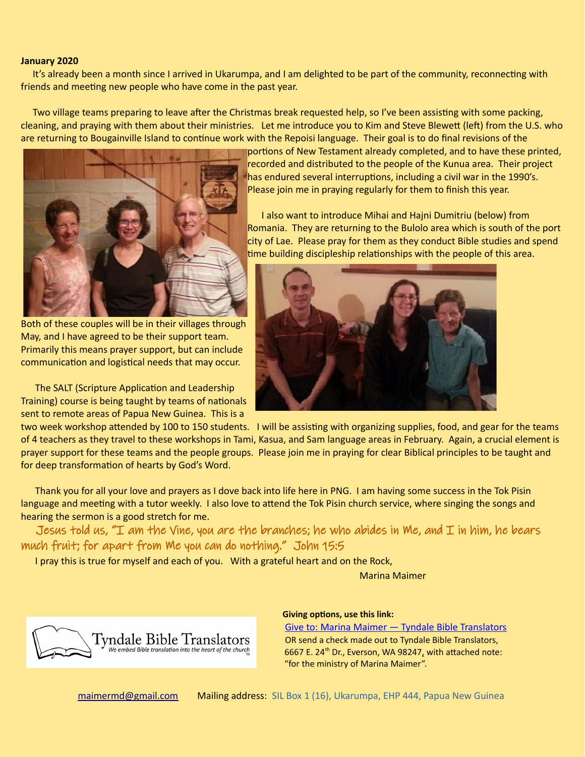**January 2020**

It's already been a month since I arrived in Ukarumpa, and I am delighted to be part of the community, reconnecting with friends and meeting new people who have come in the past year.

Two village teams preparing to leave after the Christmas break requested help, so I've been assisting with some packing, cleaning, and praying with them about their ministries. Let me introduce you to Kim and Steve Blewett (left) from the U.S. who are returning to Bougainville Island to continue work with the Repoisi language. Their goal is to do final revisions of the portions of New Testament already completed, and to have these printed, recorded and distributed to the people of the Kunua area. Their project has endured several interruptions, including a civil war in the 1990's. Please join me in praying regularly for them to finish this year.

I also want to introduce Mihai and Hajni Dumitriu (below) from Romania. They are returning to the Bulolo area which is south of the port city of Lae. Please pray for them as they conduct Bible studies and spend time building discipleship relationships with the people of this area.

Both of these couples will be in their villages through May, and I have agreed to be their support team. Primarily this means prayer support, but can include communication and logistical needs that may occur.

The SALT (Scripture Application and Leadership Training) course is being taught by teams of nationals sent to remote areas of Papua New Guinea. This is a two week workshop attended by 100 to 150 students. I will be assisting with organizing supplies, food, and gear for the teams of 4 teachers as they travel to these workshops in Tami, Kasua, and Sam language areas in February. Again, a crucial element is prayer support for these teams and the people groups. Please join me in praying for clear Biblical principles to be taught and for deep transformation of hearts by God's Word.

Thank you for all your love and prayers as I dove back into life here in PNG. I am having some success in the Tok Pisin language and meeting with a tutor weekly. I also love to attend the Tok Pisin church service, where singing the songs and hearing the sermon is a good stretch for me.

*Jesus told us, "I am the Vine, you are the branches; he who abides in Me, and I in him, he bears much fruit; for apart from Me you can do nothing." John 15:5*

I pray this is true for myself and each of you. With a grateful heart and on the Rock,

Marina Maimer

Tyndale Bible Translators
*We embed Bible translation into the heart of the church*

**Giving options, use this link:**

[Give to: Marina Maimer — Tyndale Bible Translators]()

OR send a check made out to Tyndale Bible Translators, 6667 E. 24th Dr., Everson, WA 98247, with attached note: "for the ministry of Marina Maimer".

maimermd@gmail.com Mailing address: SIL Box 1 (16), Ukarumpa, EHP 444, Papua New Guinea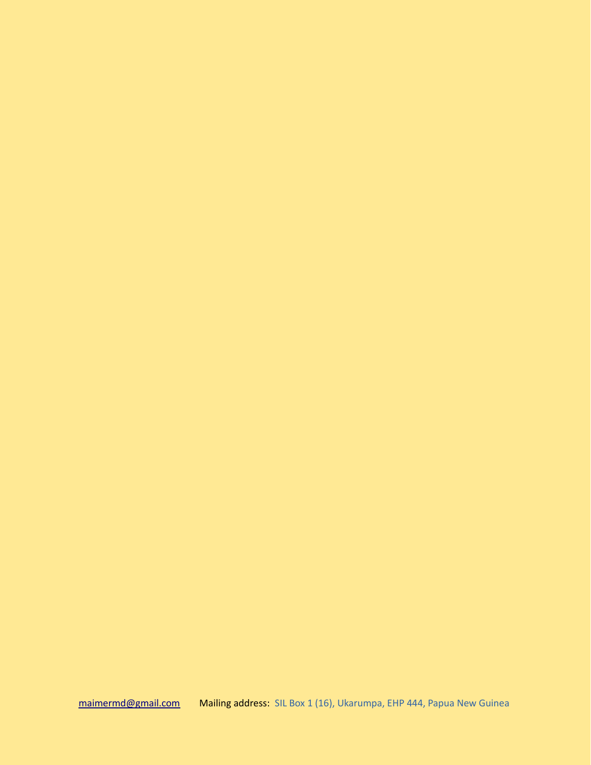maimermd@gmail.com Mailing address: SIL Box 1 (16), Ukarumpa, EHP 444, Papua New Guinea